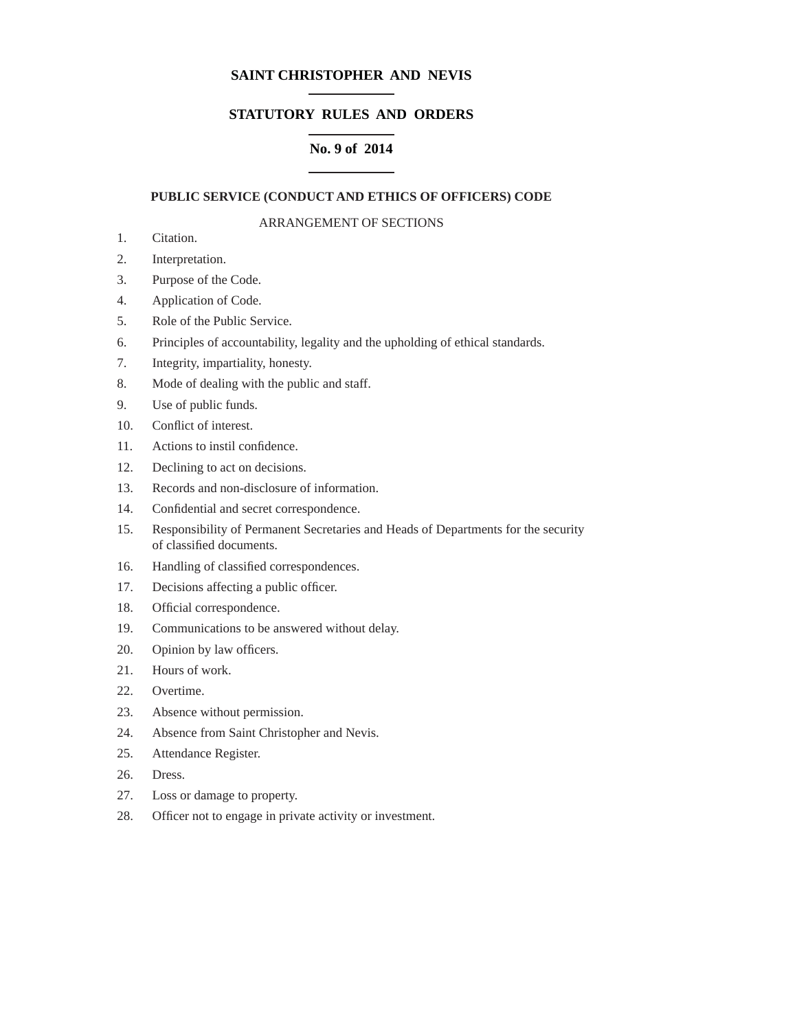# SAINT CHRISTOPHER AND NEVIS

## STATUTORY RULES AND ORDERS

## No. 9 of 2014

### PUBLIC SERVICE (CONDUCT AND ETHICS OF OFFICERS) CODE

ARRANGEMENT OF SECTIONS

1. Citation.
2. Interpretation.
3. Purpose of the Code.
4. Application of Code.
5. Role of the Public Service.
6. Principles of accountability, legality and the upholding of ethical standards.
7. Integrity, impartiality, honesty.
8. Mode of dealing with the public and staff.
9. Use of public funds.
10. Conflict of interest.
11. Actions to instil confidence.
12. Declining to act on decisions.
13. Records and non-disclosure of information.
14. Confidential and secret correspondence.
15. Responsibility of Permanent Secretaries and Heads of Departments for the security of classified documents.
16. Handling of classified correspondences.
17. Decisions affecting a public officer.
18. Official correspondence.
19. Communications to be answered without delay.
20. Opinion by law officers.
21. Hours of work.
22. Overtime.
23. Absence without permission.
24. Absence from Saint Christopher and Nevis.
25. Attendance Register.
26. Dress.
27. Loss or damage to property.
28. Officer not to engage in private activity or investment.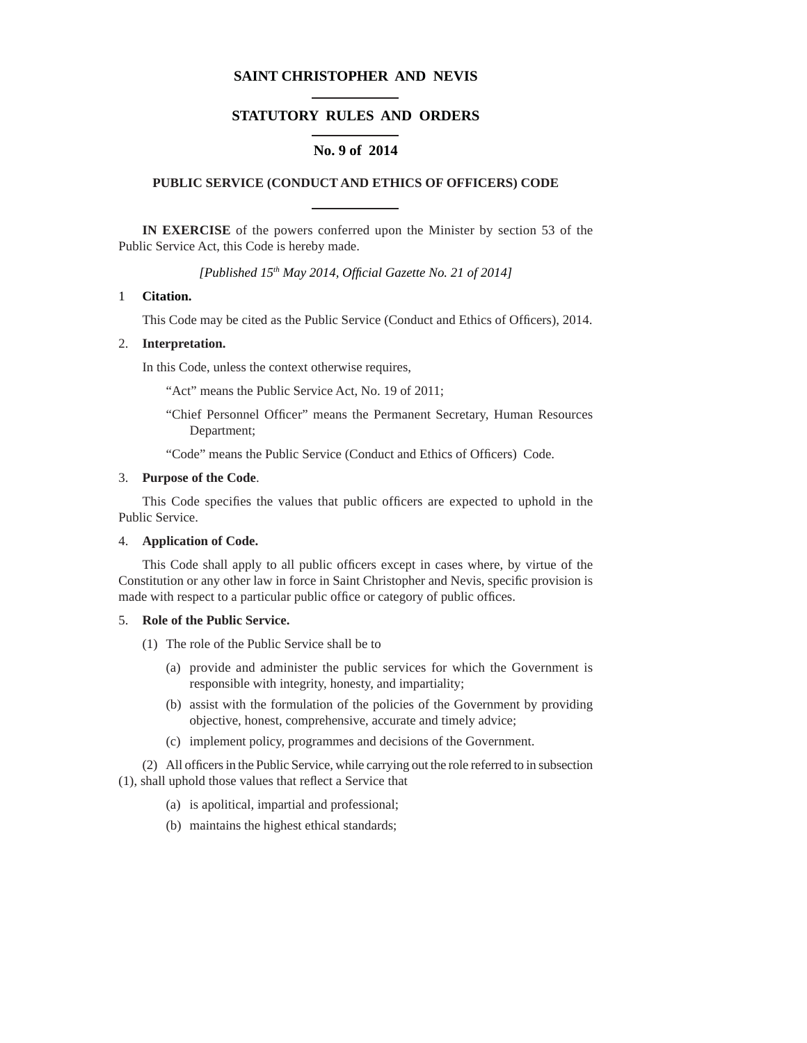# SAINT CHRISTOPHER AND NEVIS

## STATUTORY RULES AND ORDERS

## No. 9 of 2014

### PUBLIC SERVICE (CONDUCT AND ETHICS OF OFFICERS) CODE

**IN EXERCISE** of the powers conferred upon the Minister by section 53 of the Public Service Act, this Code is hereby made.

*[Published 15th May 2014, Official Gazette No. 21 of 2014]*

1 **Citation.**

This Code may be cited as the Public Service (Conduct and Ethics of Officers), 2014.

2. **Interpretation.**

In this Code, unless the context otherwise requires,

"Act" means the Public Service Act, No. 19 of 2011;

"Chief Personnel Officer" means the Permanent Secretary, Human Resources Department;

"Code" means the Public Service (Conduct and Ethics of Officers) Code.

3. **Purpose of the Code**.

This Code specifies the values that public officers are expected to uphold in the Public Service.

4. **Application of Code.**

This Code shall apply to all public officers except in cases where, by virtue of the Constitution or any other law in force in Saint Christopher and Nevis, specific provision is made with respect to a particular public office or category of public offices.

5. **Role of the Public Service.**

(1) The role of the Public Service shall be to

(a) provide and administer the public services for which the Government is responsible with integrity, honesty, and impartiality;

(b) assist with the formulation of the policies of the Government by providing objective, honest, comprehensive, accurate and timely advice;

(c) implement policy, programmes and decisions of the Government.

(2) All officers in the Public Service, while carrying out the role referred to in subsection (1), shall uphold those values that reflect a Service that

(a) is apolitical, impartial and professional;

(b) maintains the highest ethical standards;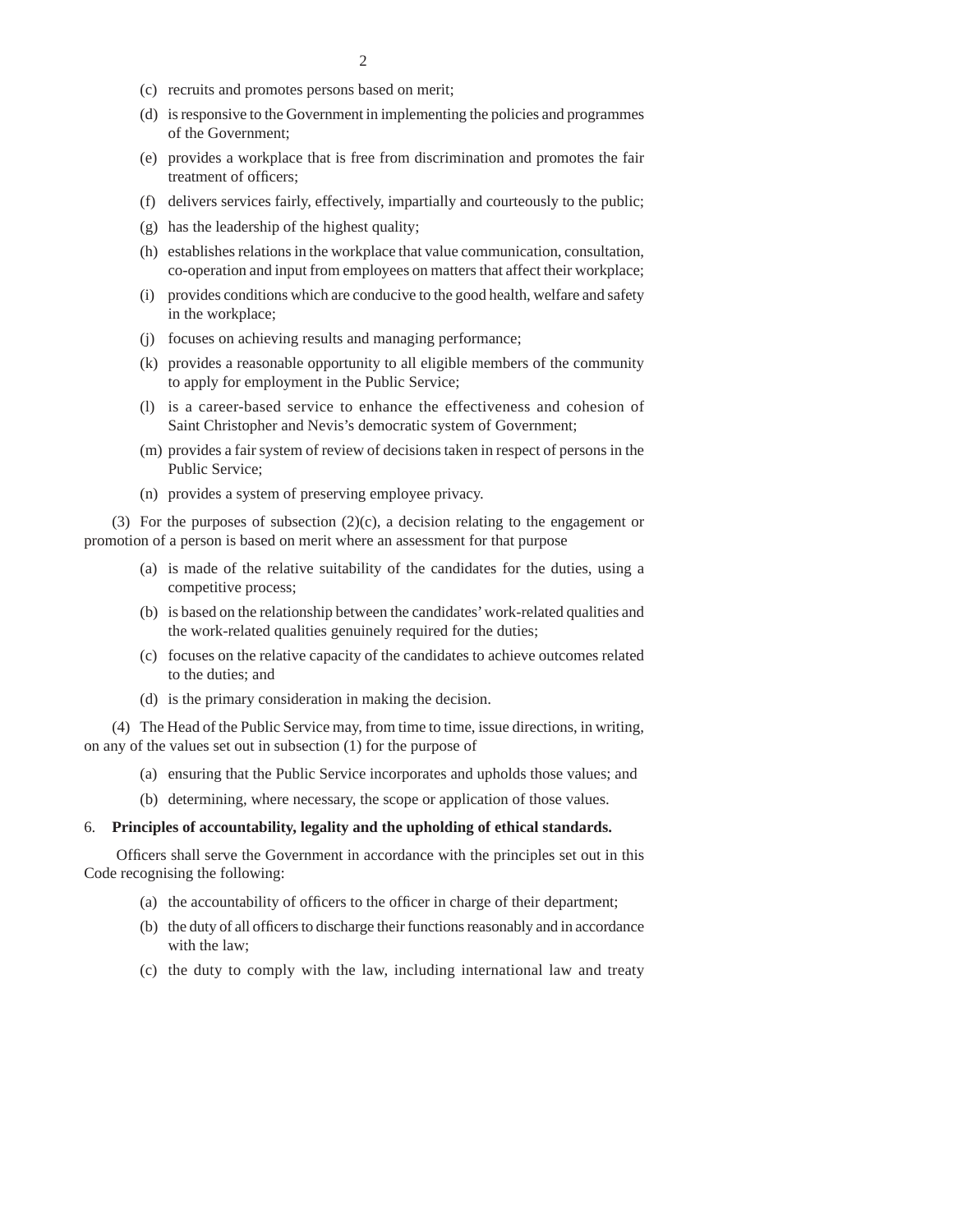(c) recruits and promotes persons based on merit;

(d) is responsive to the Government in implementing the policies and programmes of the Government;

(e) provides a workplace that is free from discrimination and promotes the fair treatment of officers;

(f) delivers services fairly, effectively, impartially and courteously to the public;

(g) has the leadership of the highest quality;

(h) establishes relations in the workplace that value communication, consultation, co-operation and input from employees on matters that affect their workplace;

(i) provides conditions which are conducive to the good health, welfare and safety in the workplace;

(j) focuses on achieving results and managing performance;

(k) provides a reasonable opportunity to all eligible members of the community to apply for employment in the Public Service;

(l) is a career-based service to enhance the effectiveness and cohesion of Saint Christopher and Nevis's democratic system of Government;

(m) provides a fair system of review of decisions taken in respect of persons in the Public Service;

(n) provides a system of preserving employee privacy.

(3) For the purposes of subsection (2)(c), a decision relating to the engagement or promotion of a person is based on merit where an assessment for that purpose

(a) is made of the relative suitability of the candidates for the duties, using a competitive process;

(b) is based on the relationship between the candidates' work-related qualities and the work-related qualities genuinely required for the duties;

(c) focuses on the relative capacity of the candidates to achieve outcomes related to the duties; and

(d) is the primary consideration in making the decision.

(4) The Head of the Public Service may, from time to time, issue directions, in writing, on any of the values set out in subsection (1) for the purpose of

(a) ensuring that the Public Service incorporates and upholds those values; and

(b) determining, where necessary, the scope or application of those values.

6. **Principles of accountability, legality and the upholding of ethical standards.**

Officers shall serve the Government in accordance with the principles set out in this Code recognising the following:

(a) the accountability of officers to the officer in charge of their department;

(b) the duty of all officers to discharge their functions reasonably and in accordance with the law;

(c) the duty to comply with the law, including international law and treaty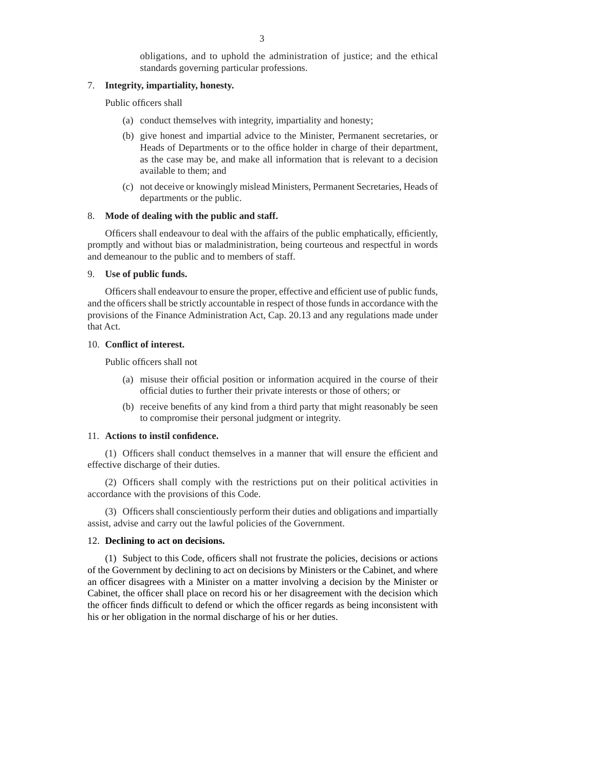obligations, and to uphold the administration of justice; and the ethical standards governing particular professions.

7. **Integrity, impartiality, honesty.**

Public officers shall

(a) conduct themselves with integrity, impartiality and honesty;

(b) give honest and impartial advice to the Minister, Permanent secretaries, or Heads of Departments or to the office holder in charge of their department, as the case may be, and make all information that is relevant to a decision available to them; and

(c) not deceive or knowingly mislead Ministers, Permanent Secretaries, Heads of departments or the public.

8. **Mode of dealing with the public and staff.**

Officers shall endeavour to deal with the affairs of the public emphatically, efficiently, promptly and without bias or maladministration, being courteous and respectful in words and demeanour to the public and to members of staff.

9. **Use of public funds.**

Officers shall endeavour to ensure the proper, effective and efficient use of public funds, and the officers shall be strictly accountable in respect of those funds in accordance with the provisions of the Finance Administration Act, Cap. 20.13 and any regulations made under that Act.

10. **Conflict of interest.**

Public officers shall not

(a) misuse their official position or information acquired in the course of their official duties to further their private interests or those of others; or

(b) receive benefits of any kind from a third party that might reasonably be seen to compromise their personal judgment or integrity.

11. **Actions to instil confidence.**

(1) Officers shall conduct themselves in a manner that will ensure the efficient and effective discharge of their duties.

(2) Officers shall comply with the restrictions put on their political activities in accordance with the provisions of this Code.

(3) Officers shall conscientiously perform their duties and obligations and impartially assist, advise and carry out the lawful policies of the Government.

12. **Declining to act on decisions.**

(1) Subject to this Code, officers shall not frustrate the policies, decisions or actions of the Government by declining to act on decisions by Ministers or the Cabinet, and where an officer disagrees with a Minister on a matter involving a decision by the Minister or Cabinet, the officer shall place on record his or her disagreement with the decision which the officer finds difficult to defend or which the officer regards as being inconsistent with his or her obligation in the normal discharge of his or her duties.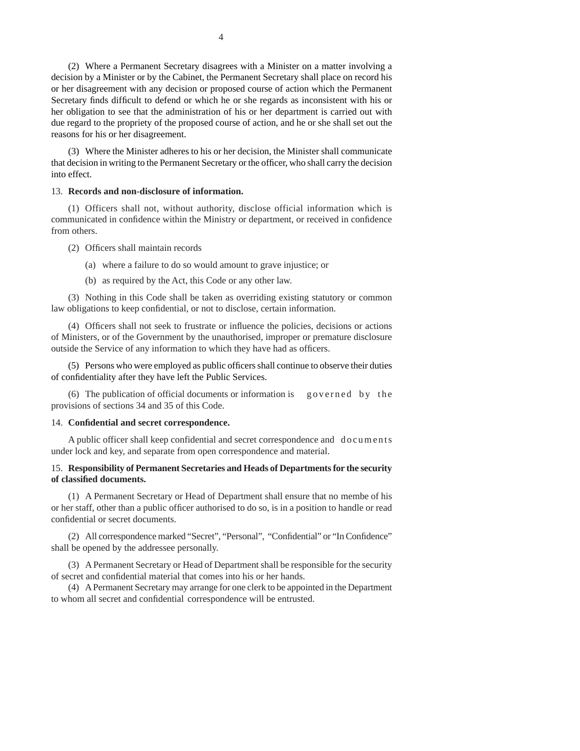(2) Where a Permanent Secretary disagrees with a Minister on a matter involving a decision by a Minister or by the Cabinet, the Permanent Secretary shall place on record his or her disagreement with any decision or proposed course of action which the Permanent Secretary finds difficult to defend or which he or she regards as inconsistent with his or her obligation to see that the administration of his or her department is carried out with due regard to the propriety of the proposed course of action, and he or she shall set out the reasons for his or her disagreement.

(3) Where the Minister adheres to his or her decision, the Minister shall communicate that decision in writing to the Permanent Secretary or the officer, who shall carry the decision into effect.

13. **Records and non-disclosure of information.**

(1) Officers shall not, without authority, disclose official information which is communicated in confidence within the Ministry or department, or received in confidence from others.

(2) Officers shall maintain records

(a) where a failure to do so would amount to grave injustice; or

(b) as required by the Act, this Code or any other law.

(3) Nothing in this Code shall be taken as overriding existing statutory or common law obligations to keep confidential, or not to disclose, certain information.

(4) Officers shall not seek to frustrate or influence the policies, decisions or actions of Ministers, or of the Government by the unauthorised, improper or premature disclosure outside the Service of any information to which they have had as officers.

(5) Persons who were employed as public officers shall continue to observe their duties of confidentiality after they have left the Public Services.

(6) The publication of official documents or information is governed by the provisions of sections 34 and 35 of this Code.

14. **Confidential and secret correspondence.**

A public officer shall keep confidential and secret correspondence and documents under lock and key, and separate from open correspondence and material.

15. **Responsibility of Permanent Secretaries and Heads of Departments for the security of classified documents.**

(1) A Permanent Secretary or Head of Department shall ensure that no membe of his or her staff, other than a public officer authorised to do so, is in a position to handle or read confidential or secret documents.

(2) All correspondence marked "Secret", "Personal", "Confidential" or "In Confidence" shall be opened by the addressee personally.

(3) A Permanent Secretary or Head of Department shall be responsible for the security of secret and confidential material that comes into his or her hands.

(4) A Permanent Secretary may arrange for one clerk to be appointed in the Department to whom all secret and confidential correspondence will be entrusted.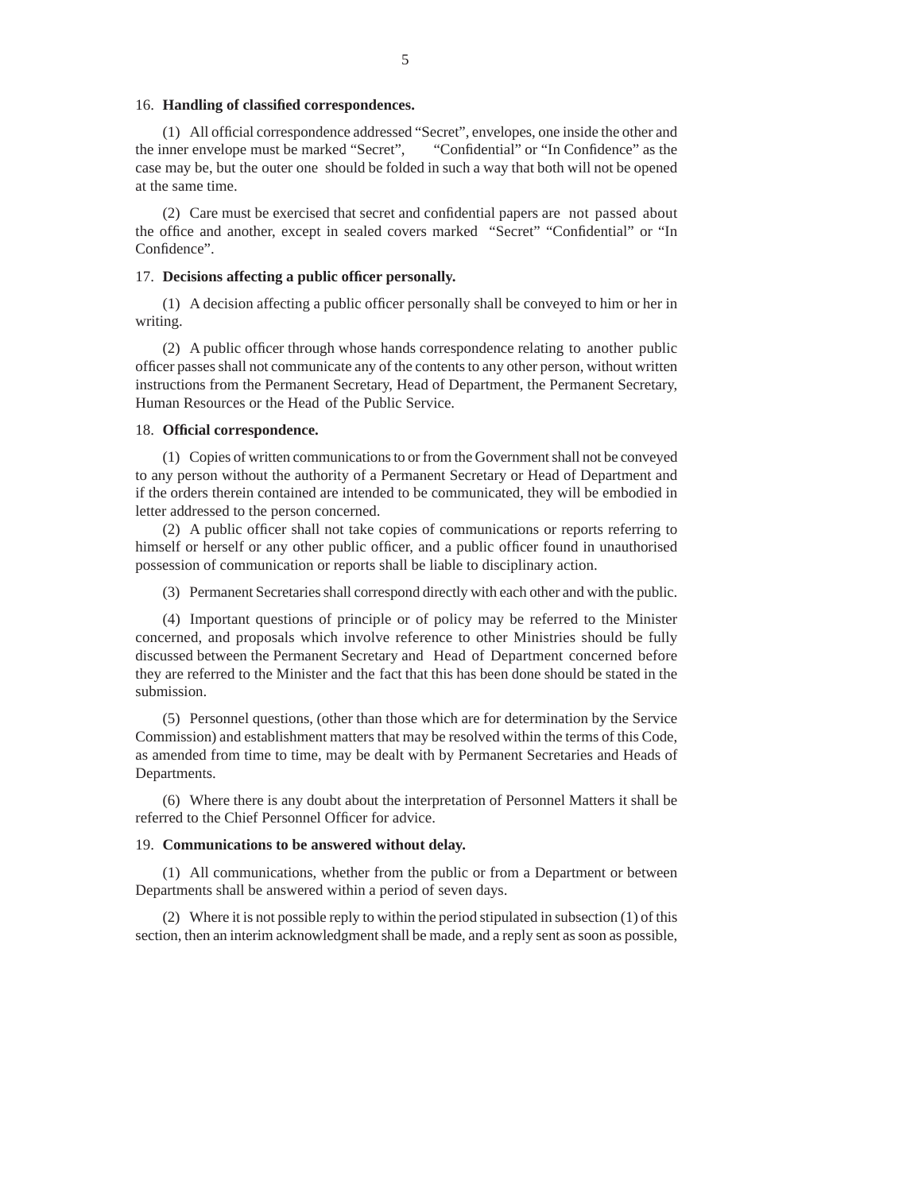16. **Handling of classified correspondences.**

(1) All official correspondence addressed "Secret", envelopes, one inside the other and the inner envelope must be marked "Secret", "Confidential" or "In Confidence" as the case may be, but the outer one should be folded in such a way that both will not be opened at the same time.

(2) Care must be exercised that secret and confidential papers are not passed about the office and another, except in sealed covers marked "Secret" "Confidential" or "In Confidence".

17. **Decisions affecting a public officer personally.**

(1) A decision affecting a public officer personally shall be conveyed to him or her in writing.

(2) A public officer through whose hands correspondence relating to another public officer passes shall not communicate any of the contents to any other person, without written instructions from the Permanent Secretary, Head of Department, the Permanent Secretary, Human Resources or the Head of the Public Service.

18. **Official correspondence.**

(1) Copies of written communications to or from the Government shall not be conveyed to any person without the authority of a Permanent Secretary or Head of Department and if the orders therein contained are intended to be communicated, they will be embodied in letter addressed to the person concerned.

(2) A public officer shall not take copies of communications or reports referring to himself or herself or any other public officer, and a public officer found in unauthorised possession of communication or reports shall be liable to disciplinary action.

(3) Permanent Secretaries shall correspond directly with each other and with the public.

(4) Important questions of principle or of policy may be referred to the Minister concerned, and proposals which involve reference to other Ministries should be fully discussed between the Permanent Secretary and Head of Department concerned before they are referred to the Minister and the fact that this has been done should be stated in the submission.

(5) Personnel questions, (other than those which are for determination by the Service Commission) and establishment matters that may be resolved within the terms of this Code, as amended from time to time, may be dealt with by Permanent Secretaries and Heads of Departments.

(6) Where there is any doubt about the interpretation of Personnel Matters it shall be referred to the Chief Personnel Officer for advice.

19. **Communications to be answered without delay.**

(1) All communications, whether from the public or from a Department or between Departments shall be answered within a period of seven days.

(2) Where it is not possible reply to within the period stipulated in subsection (1) of this section, then an interim acknowledgment shall be made, and a reply sent as soon as possible,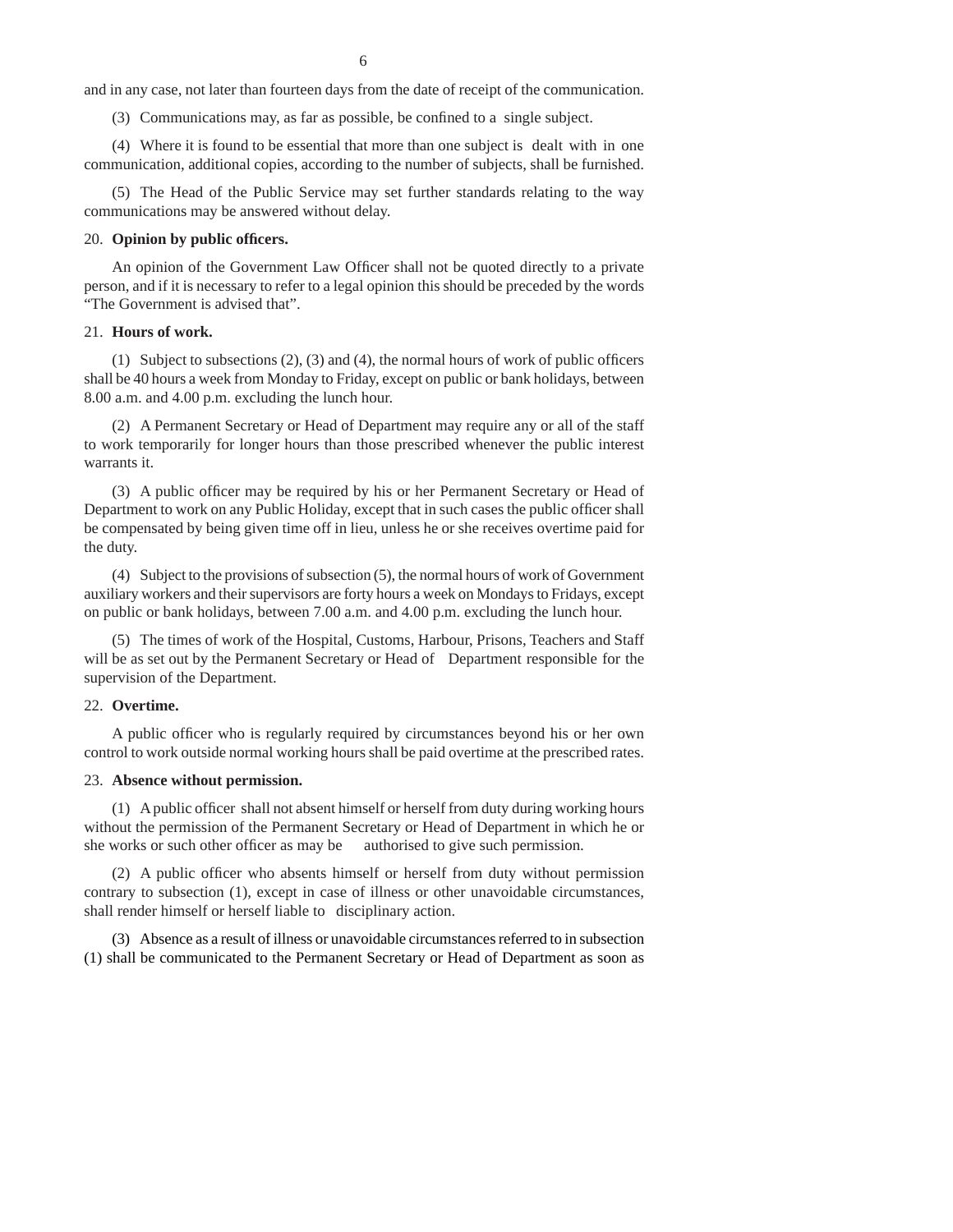and in any case, not later than fourteen days from the date of receipt of the communication.

(3) Communications may, as far as possible, be confined to a single subject.

(4) Where it is found to be essential that more than one subject is dealt with in one communication, additional copies, according to the number of subjects, shall be furnished.

(5) The Head of the Public Service may set further standards relating to the way communications may be answered without delay.

20. **Opinion by public officers.**

An opinion of the Government Law Officer shall not be quoted directly to a private person, and if it is necessary to refer to a legal opinion this should be preceded by the words "The Government is advised that".

21. **Hours of work.**

(1) Subject to subsections (2), (3) and (4), the normal hours of work of public officers shall be 40 hours a week from Monday to Friday, except on public or bank holidays, between 8.00 a.m. and 4.00 p.m. excluding the lunch hour.

(2) A Permanent Secretary or Head of Department may require any or all of the staff to work temporarily for longer hours than those prescribed whenever the public interest warrants it.

(3) A public officer may be required by his or her Permanent Secretary or Head of Department to work on any Public Holiday, except that in such cases the public officer shall be compensated by being given time off in lieu, unless he or she receives overtime paid for the duty.

(4) Subject to the provisions of subsection (5), the normal hours of work of Government auxiliary workers and their supervisors are forty hours a week on Mondays to Fridays, except on public or bank holidays, between 7.00 a.m. and 4.00 p.m. excluding the lunch hour.

(5) The times of work of the Hospital, Customs, Harbour, Prisons, Teachers and Staff will be as set out by the Permanent Secretary or Head of Department responsible for the supervision of the Department.

22. **Overtime.**

A public officer who is regularly required by circumstances beyond his or her own control to work outside normal working hours shall be paid overtime at the prescribed rates.

23. **Absence without permission.**

(1) A public officer shall not absent himself or herself from duty during working hours without the permission of the Permanent Secretary or Head of Department in which he or she works or such other officer as may be authorised to give such permission.

(2) A public officer who absents himself or herself from duty without permission contrary to subsection (1), except in case of illness or other unavoidable circumstances, shall render himself or herself liable to disciplinary action.

(3) Absence as a result of illness or unavoidable circumstances referred to in subsection (1) shall be communicated to the Permanent Secretary or Head of Department as soon as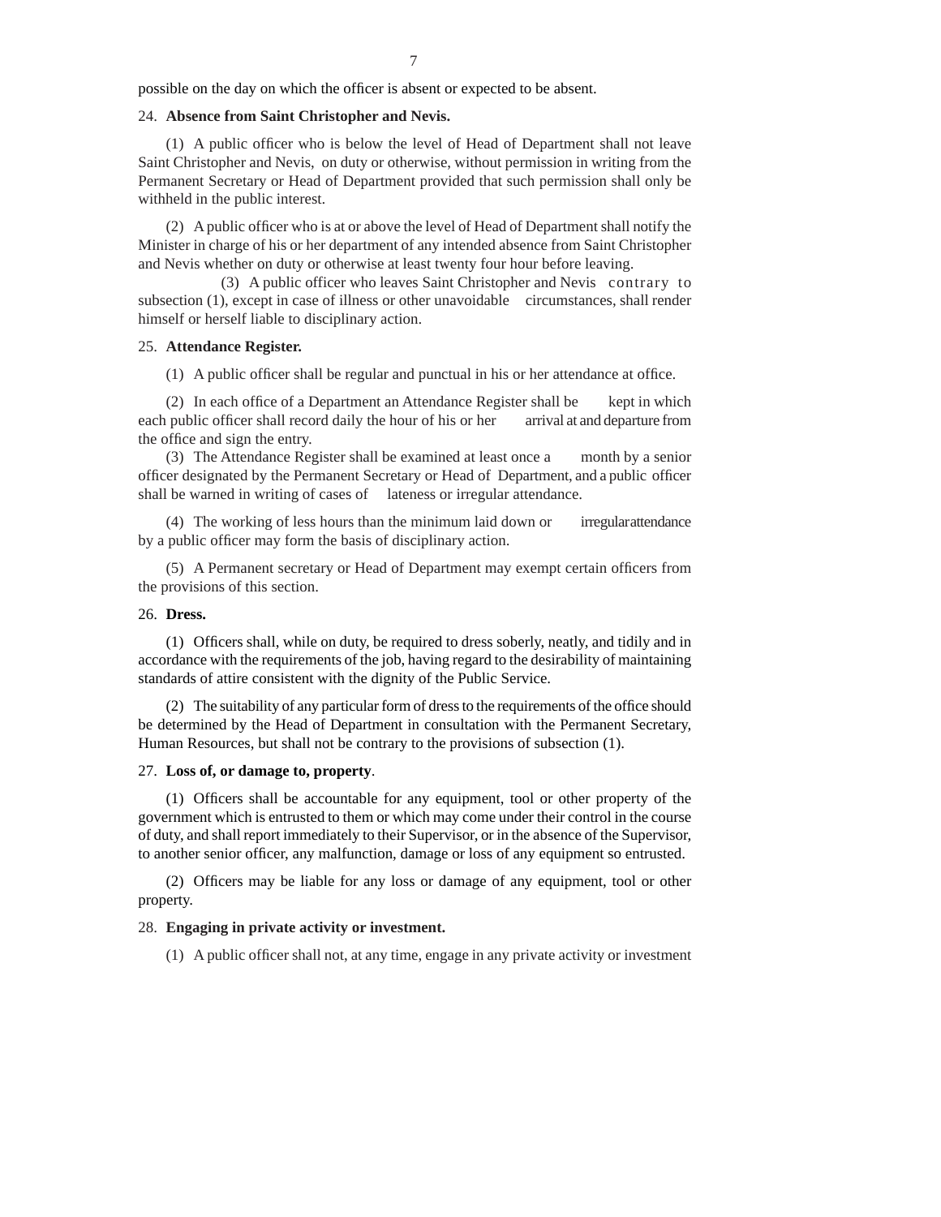possible on the day on which the officer is absent or expected to be absent.

24. **Absence from Saint Christopher and Nevis.**

(1) A public officer who is below the level of Head of Department shall not leave Saint Christopher and Nevis, on duty or otherwise, without permission in writing from the Permanent Secretary or Head of Department provided that such permission shall only be withheld in the public interest.

(2) A public officer who is at or above the level of Head of Department shall notify the Minister in charge of his or her department of any intended absence from Saint Christopher and Nevis whether on duty or otherwise at least twenty four hour before leaving.

(3) A public officer who leaves Saint Christopher and Nevis contrary to subsection (1), except in case of illness or other unavoidable circumstances, shall render himself or herself liable to disciplinary action.

25. **Attendance Register.**

(1) A public officer shall be regular and punctual in his or her attendance at office.

(2) In each office of a Department an Attendance Register shall be kept in which each public officer shall record daily the hour of his or her arrival at and departure from the office and sign the entry.

(3) The Attendance Register shall be examined at least once a month by a senior officer designated by the Permanent Secretary or Head of Department, and a public officer shall be warned in writing of cases of lateness or irregular attendance.

(4) The working of less hours than the minimum laid down or irregular attendance by a public officer may form the basis of disciplinary action.

(5) A Permanent secretary or Head of Department may exempt certain officers from the provisions of this section.

26. **Dress.**

(1) Officers shall, while on duty, be required to dress soberly, neatly, and tidily and in accordance with the requirements of the job, having regard to the desirability of maintaining standards of attire consistent with the dignity of the Public Service.

(2) The suitability of any particular form of dress to the requirements of the office should be determined by the Head of Department in consultation with the Permanent Secretary, Human Resources, but shall not be contrary to the provisions of subsection (1).

27. **Loss of, or damage to, property**.

(1) Officers shall be accountable for any equipment, tool or other property of the government which is entrusted to them or which may come under their control in the course of duty, and shall report immediately to their Supervisor, or in the absence of the Supervisor, to another senior officer, any malfunction, damage or loss of any equipment so entrusted.

(2) Officers may be liable for any loss or damage of any equipment, tool or other property.

28. **Engaging in private activity or investment.**

(1) A public officer shall not, at any time, engage in any private activity or investment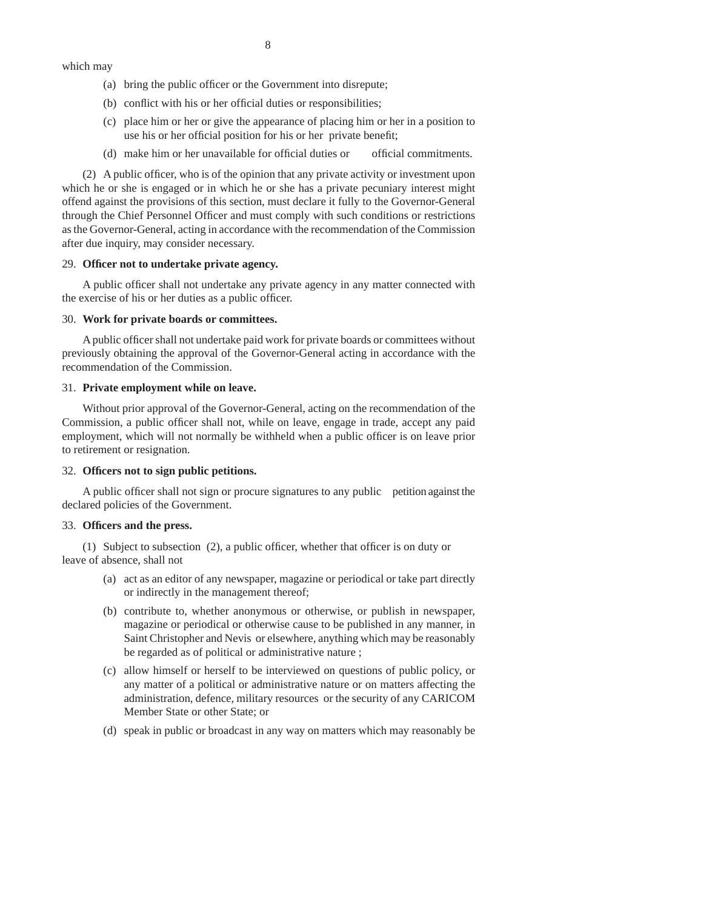which may

(a) bring the public officer or the Government into disrepute;

(b) conflict with his or her official duties or responsibilities;

(c) place him or her or give the appearance of placing him or her in a position to use his or her official position for his or her private benefit;

(d) make him or her unavailable for official duties or official commitments.

(2) A public officer, who is of the opinion that any private activity or investment upon which he or she is engaged or in which he or she has a private pecuniary interest might offend against the provisions of this section, must declare it fully to the Governor-General through the Chief Personnel Officer and must comply with such conditions or restrictions as the Governor-General, acting in accordance with the recommendation of the Commission after due inquiry, may consider necessary.

29. **Officer not to undertake private agency.**

A public officer shall not undertake any private agency in any matter connected with the exercise of his or her duties as a public officer.

30. **Work for private boards or committees.**

A public officer shall not undertake paid work for private boards or committees without previously obtaining the approval of the Governor-General acting in accordance with the recommendation of the Commission.

31. **Private employment while on leave.**

Without prior approval of the Governor-General, acting on the recommendation of the Commission, a public officer shall not, while on leave, engage in trade, accept any paid employment, which will not normally be withheld when a public officer is on leave prior to retirement or resignation.

32. **Officers not to sign public petitions.**

A public officer shall not sign or procure signatures to any public petition against the declared policies of the Government.

33. **Officers and the press.**

(1) Subject to subsection (2), a public officer, whether that officer is on duty or leave of absence, shall not

(a) act as an editor of any newspaper, magazine or periodical or take part directly or indirectly in the management thereof;

(b) contribute to, whether anonymous or otherwise, or publish in newspaper, magazine or periodical or otherwise cause to be published in any manner, in Saint Christopher and Nevis or elsewhere, anything which may be reasonably be regarded as of political or administrative nature ;

(c) allow himself or herself to be interviewed on questions of public policy, or any matter of a political or administrative nature or on matters affecting the administration, defence, military resources or the security of any CARICOM Member State or other State; or

(d) speak in public or broadcast in any way on matters which may reasonably be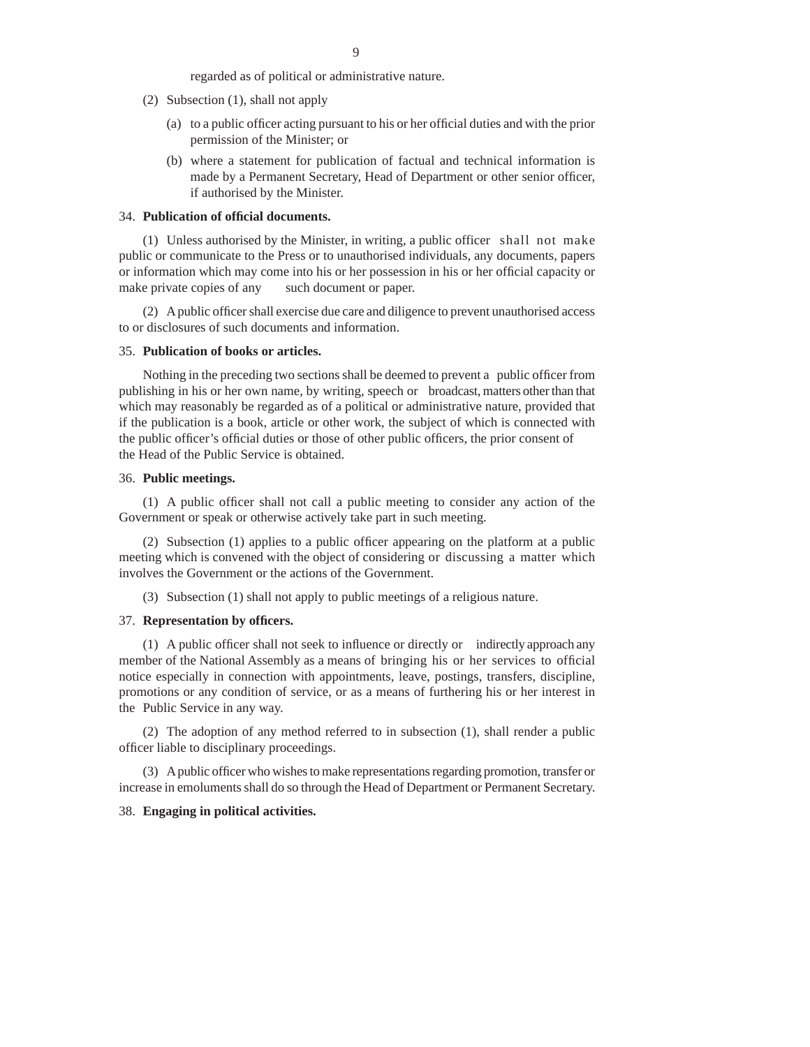regarded as of political or administrative nature.

(2) Subsection (1), shall not apply

(a) to a public officer acting pursuant to his or her official duties and with the prior permission of the Minister; or

(b) where a statement for publication of factual and technical information is made by a Permanent Secretary, Head of Department or other senior officer, if authorised by the Minister.

34. **Publication of official documents.**

(1) Unless authorised by the Minister, in writing, a public officer shall not make public or communicate to the Press or to unauthorised individuals, any documents, papers or information which may come into his or her possession in his or her official capacity or make private copies of any such document or paper.

(2) A public officer shall exercise due care and diligence to prevent unauthorised access to or disclosures of such documents and information.

35. **Publication of books or articles.**

Nothing in the preceding two sections shall be deemed to prevent a public officer from publishing in his or her own name, by writing, speech or broadcast, matters other than that which may reasonably be regarded as of a political or administrative nature, provided that if the publication is a book, article or other work, the subject of which is connected with the public officer's official duties or those of other public officers, the prior consent of the Head of the Public Service is obtained.

36. **Public meetings.**

(1) A public officer shall not call a public meeting to consider any action of the Government or speak or otherwise actively take part in such meeting.

(2) Subsection (1) applies to a public officer appearing on the platform at a public meeting which is convened with the object of considering or discussing a matter which involves the Government or the actions of the Government.

(3) Subsection (1) shall not apply to public meetings of a religious nature.

37. **Representation by officers.**

(1) A public officer shall not seek to influence or directly or indirectly approach any member of the National Assembly as a means of bringing his or her services to official notice especially in connection with appointments, leave, postings, transfers, discipline, promotions or any condition of service, or as a means of furthering his or her interest in the Public Service in any way.

(2) The adoption of any method referred to in subsection (1), shall render a public officer liable to disciplinary proceedings.

(3) A public officer who wishes to make representations regarding promotion, transfer or increase in emoluments shall do so through the Head of Department or Permanent Secretary.

38. **Engaging in political activities.**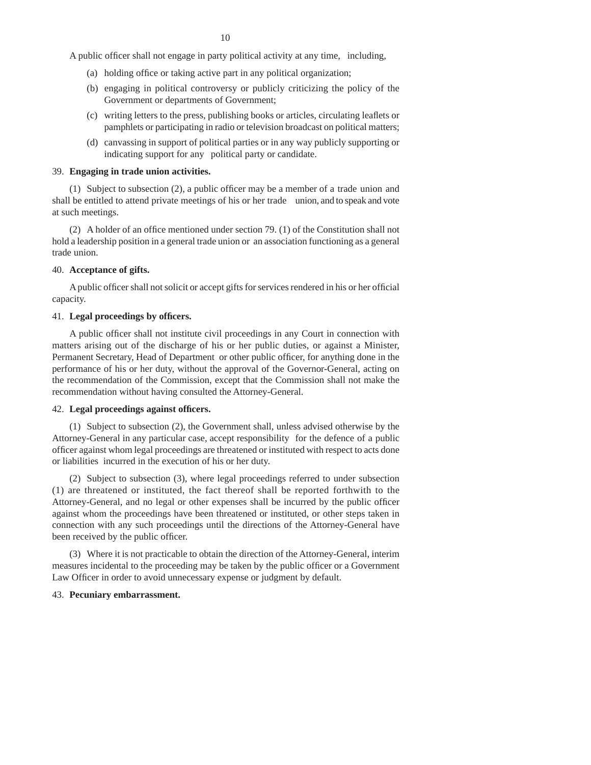A public officer shall not engage in party political activity at any time, including,

(a) holding office or taking active part in any political organization;

(b) engaging in political controversy or publicly criticizing the policy of the Government or departments of Government;

(c) writing letters to the press, publishing books or articles, circulating leaflets or pamphlets or participating in radio or television broadcast on political matters;

(d) canvassing in support of political parties or in any way publicly supporting or indicating support for any political party or candidate.

39. **Engaging in trade union activities.**

(1) Subject to subsection (2), a public officer may be a member of a trade union and shall be entitled to attend private meetings of his or her trade union, and to speak and vote at such meetings.

(2) A holder of an office mentioned under section 79. (1) of the Constitution shall not hold a leadership position in a general trade union or an association functioning as a general trade union.

40. **Acceptance of gifts.**

A public officer shall not solicit or accept gifts for services rendered in his or her official capacity.

41. **Legal proceedings by officers.**

A public officer shall not institute civil proceedings in any Court in connection with matters arising out of the discharge of his or her public duties, or against a Minister, Permanent Secretary, Head of Department or other public officer, for anything done in the performance of his or her duty, without the approval of the Governor-General, acting on the recommendation of the Commission, except that the Commission shall not make the recommendation without having consulted the Attorney-General.

42. **Legal proceedings against officers.**

(1) Subject to subsection (2), the Government shall, unless advised otherwise by the Attorney-General in any particular case, accept responsibility for the defence of a public officer against whom legal proceedings are threatened or instituted with respect to acts done or liabilities incurred in the execution of his or her duty.

(2) Subject to subsection (3), where legal proceedings referred to under subsection (1) are threatened or instituted, the fact thereof shall be reported forthwith to the Attorney-General, and no legal or other expenses shall be incurred by the public officer against whom the proceedings have been threatened or instituted, or other steps taken in connection with any such proceedings until the directions of the Attorney-General have been received by the public officer.

(3) Where it is not practicable to obtain the direction of the Attorney-General, interim measures incidental to the proceeding may be taken by the public officer or a Government Law Officer in order to avoid unnecessary expense or judgment by default.

43. **Pecuniary embarrassment.**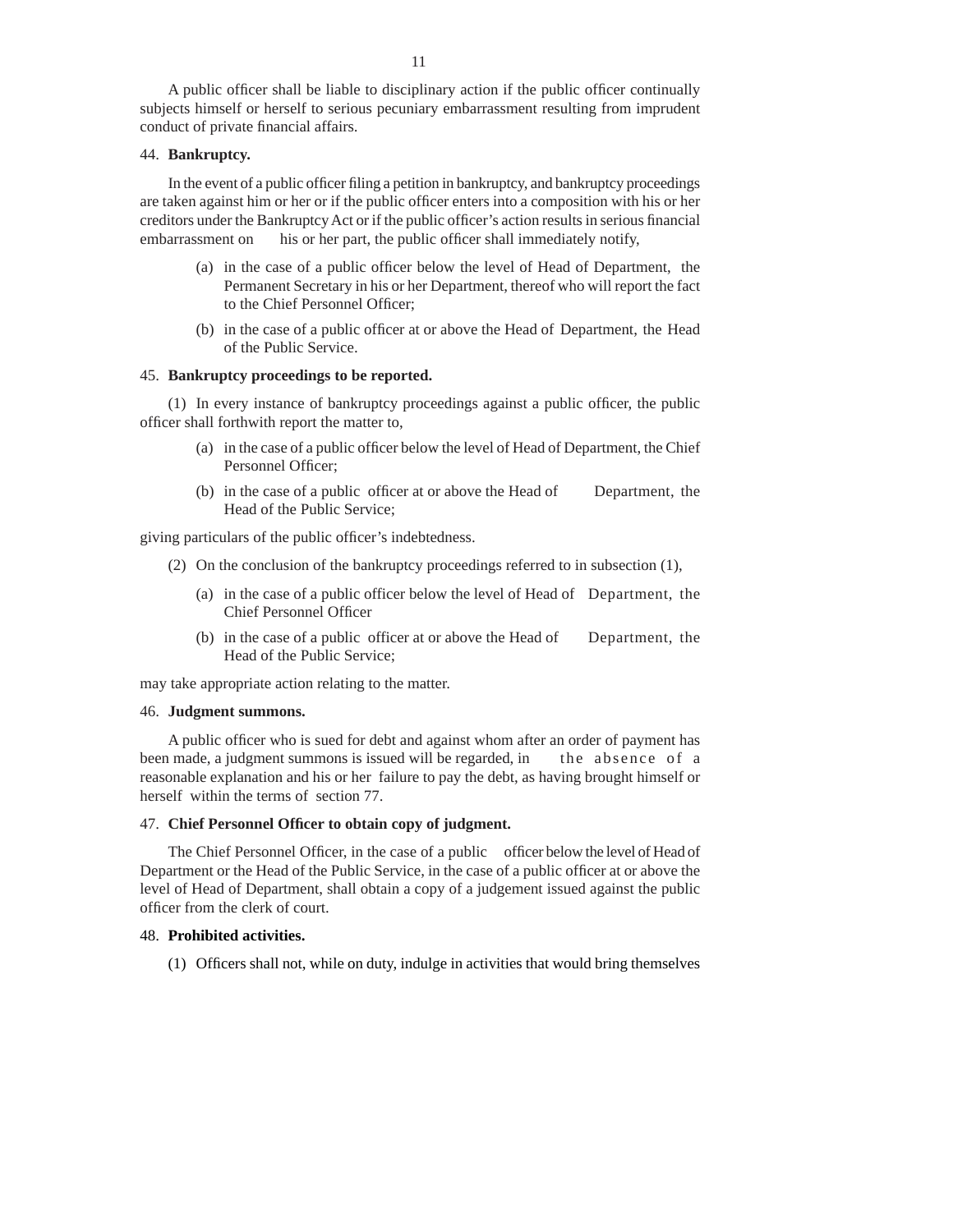A public officer shall be liable to disciplinary action if the public officer continually subjects himself or herself to serious pecuniary embarrassment resulting from imprudent conduct of private financial affairs.

44. **Bankruptcy.**

In the event of a public officer filing a petition in bankruptcy, and bankruptcy proceedings are taken against him or her or if the public officer enters into a composition with his or her creditors under the Bankruptcy Act or if the public officer's action results in serious financial embarrassment on his or her part, the public officer shall immediately notify,

(a) in the case of a public officer below the level of Head of Department, the Permanent Secretary in his or her Department, thereof who will report the fact to the Chief Personnel Officer;

(b) in the case of a public officer at or above the Head of Department, the Head of the Public Service.

45. **Bankruptcy proceedings to be reported.**

(1) In every instance of bankruptcy proceedings against a public officer, the public officer shall forthwith report the matter to,

(a) in the case of a public officer below the level of Head of Department, the Chief Personnel Officer;

(b) in the case of a public officer at or above the Head of Department, the Head of the Public Service;

giving particulars of the public officer's indebtedness.

(2) On the conclusion of the bankruptcy proceedings referred to in subsection (1),

(a) in the case of a public officer below the level of Head of Department, the Chief Personnel Officer

(b) in the case of a public officer at or above the Head of Department, the Head of the Public Service;

may take appropriate action relating to the matter.

46. **Judgment summons.**

A public officer who is sued for debt and against whom after an order of payment has been made, a judgment summons is issued will be regarded, in the absence of a reasonable explanation and his or her failure to pay the debt, as having brought himself or herself within the terms of section 77.

47. **Chief Personnel Officer to obtain copy of judgment.**

The Chief Personnel Officer, in the case of a public officer below the level of Head of Department or the Head of the Public Service, in the case of a public officer at or above the level of Head of Department, shall obtain a copy of a judgement issued against the public officer from the clerk of court.

48. **Prohibited activities.**

(1) Officers shall not, while on duty, indulge in activities that would bring themselves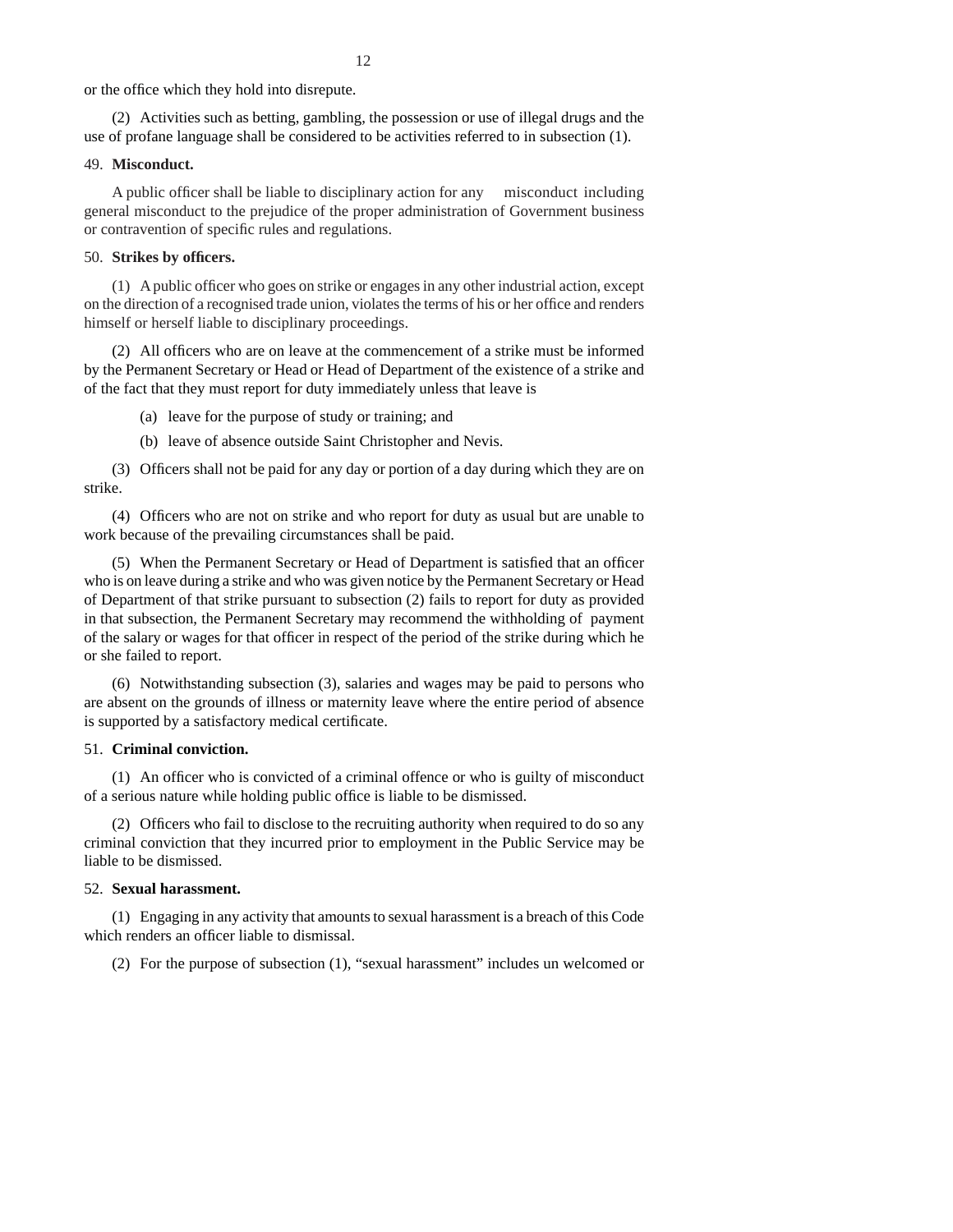or the office which they hold into disrepute.

(2) Activities such as betting, gambling, the possession or use of illegal drugs and the use of profane language shall be considered to be activities referred to in subsection (1).

49. **Misconduct.**

A public officer shall be liable to disciplinary action for any misconduct including general misconduct to the prejudice of the proper administration of Government business or contravention of specific rules and regulations.

50. **Strikes by officers.**

(1) A public officer who goes on strike or engages in any other industrial action, except on the direction of a recognised trade union, violates the terms of his or her office and renders himself or herself liable to disciplinary proceedings.

(2) All officers who are on leave at the commencement of a strike must be informed by the Permanent Secretary or Head or Head of Department of the existence of a strike and of the fact that they must report for duty immediately unless that leave is

(a) leave for the purpose of study or training; and

(b) leave of absence outside Saint Christopher and Nevis.

(3) Officers shall not be paid for any day or portion of a day during which they are on strike.

(4) Officers who are not on strike and who report for duty as usual but are unable to work because of the prevailing circumstances shall be paid.

(5) When the Permanent Secretary or Head of Department is satisfied that an officer who is on leave during a strike and who was given notice by the Permanent Secretary or Head of Department of that strike pursuant to subsection (2) fails to report for duty as provided in that subsection, the Permanent Secretary may recommend the withholding of payment of the salary or wages for that officer in respect of the period of the strike during which he or she failed to report.

(6) Notwithstanding subsection (3), salaries and wages may be paid to persons who are absent on the grounds of illness or maternity leave where the entire period of absence is supported by a satisfactory medical certificate.

51. **Criminal conviction.**

(1) An officer who is convicted of a criminal offence or who is guilty of misconduct of a serious nature while holding public office is liable to be dismissed.

(2) Officers who fail to disclose to the recruiting authority when required to do so any criminal conviction that they incurred prior to employment in the Public Service may be liable to be dismissed.

52. **Sexual harassment.**

(1) Engaging in any activity that amounts to sexual harassment is a breach of this Code which renders an officer liable to dismissal.

(2) For the purpose of subsection (1), "sexual harassment" includes un welcomed or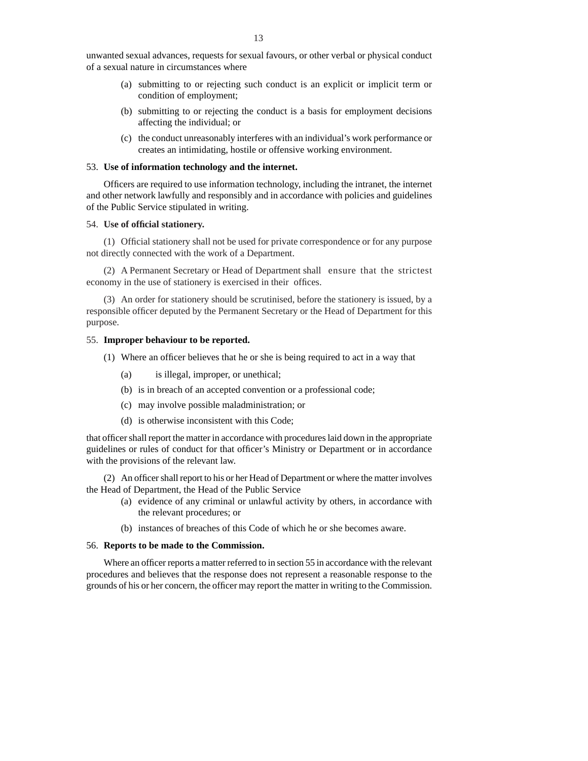unwanted sexual advances, requests for sexual favours, or other verbal or physical conduct of a sexual nature in circumstances where

(a) submitting to or rejecting such conduct is an explicit or implicit term or condition of employment;

(b) submitting to or rejecting the conduct is a basis for employment decisions affecting the individual; or

(c) the conduct unreasonably interferes with an individual's work performance or creates an intimidating, hostile or offensive working environment.

53. **Use of information technology and the internet.**

Officers are required to use information technology, including the intranet, the internet and other network lawfully and responsibly and in accordance with policies and guidelines of the Public Service stipulated in writing.

54. **Use of official stationery.**

(1) Official stationery shall not be used for private correspondence or for any purpose not directly connected with the work of a Department.

(2) A Permanent Secretary or Head of Department shall ensure that the strictest economy in the use of stationery is exercised in their offices.

(3) An order for stationery should be scrutinised, before the stationery is issued, by a responsible officer deputed by the Permanent Secretary or the Head of Department for this purpose.

55. **Improper behaviour to be reported.**

(1) Where an officer believes that he or she is being required to act in a way that

(a) is illegal, improper, or unethical;

(b) is in breach of an accepted convention or a professional code;

(c) may involve possible maladministration; or

(d) is otherwise inconsistent with this Code;

that officer shall report the matter in accordance with procedures laid down in the appropriate guidelines or rules of conduct for that officer's Ministry or Department or in accordance with the provisions of the relevant law.

(2) An officer shall report to his or her Head of Department or where the matter involves the Head of Department, the Head of the Public Service

(a) evidence of any criminal or unlawful activity by others, in accordance with the relevant procedures; or

(b) instances of breaches of this Code of which he or she becomes aware.

56. **Reports to be made to the Commission.**

Where an officer reports a matter referred to in section 55 in accordance with the relevant procedures and believes that the response does not represent a reasonable response to the grounds of his or her concern, the officer may report the matter in writing to the Commission.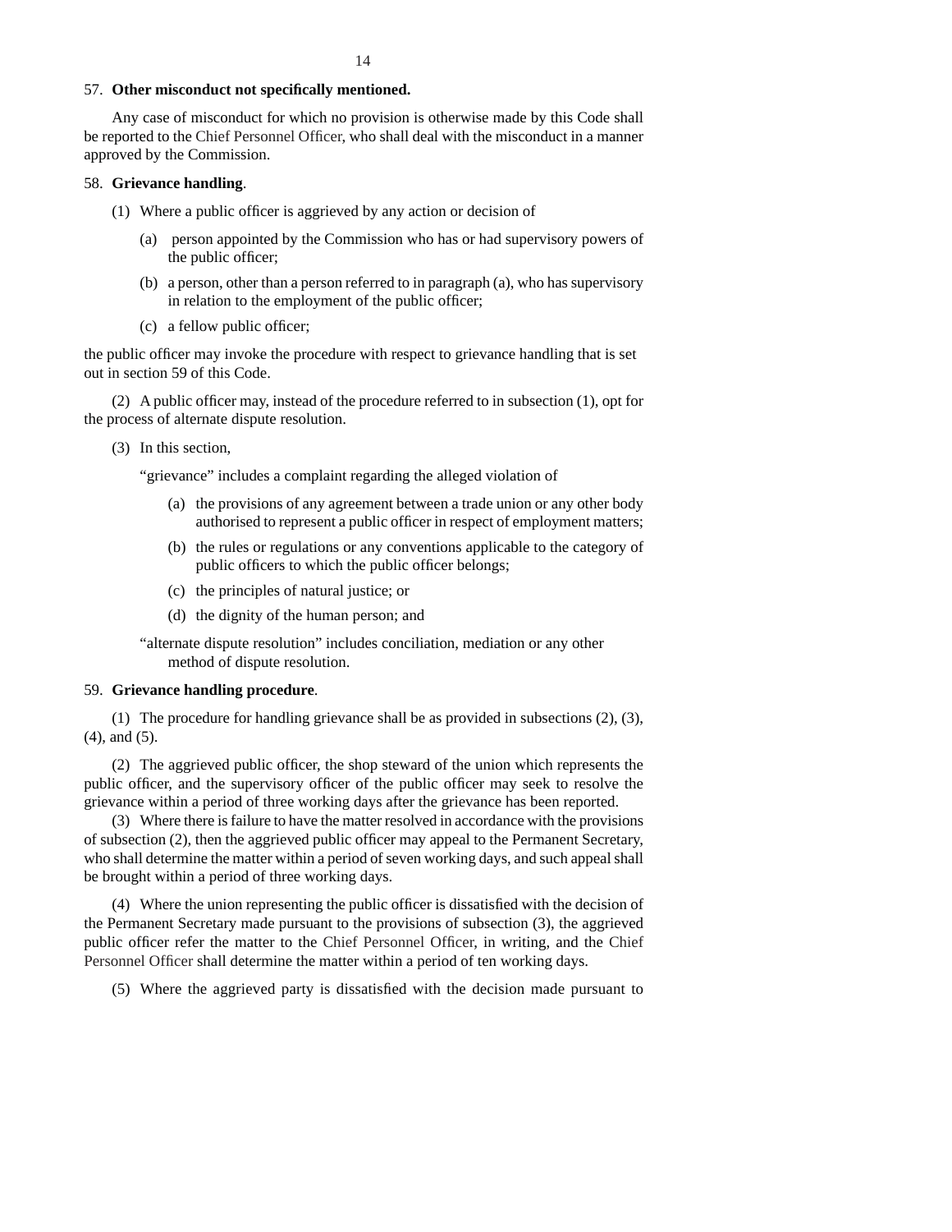57. **Other misconduct not specifically mentioned.**

Any case of misconduct for which no provision is otherwise made by this Code shall be reported to the Chief Personnel Officer, who shall deal with the misconduct in a manner approved by the Commission.

58. **Grievance handling**.

(1) Where a public officer is aggrieved by any action or decision of

(a) person appointed by the Commission who has or had supervisory powers of the public officer;

(b) a person, other than a person referred to in paragraph (a), who has supervisory in relation to the employment of the public officer;

(c) a fellow public officer;

the public officer may invoke the procedure with respect to grievance handling that is set out in section 59 of this Code.

(2) A public officer may, instead of the procedure referred to in subsection (1), opt for the process of alternate dispute resolution.

(3) In this section,

"grievance" includes a complaint regarding the alleged violation of

(a) the provisions of any agreement between a trade union or any other body authorised to represent a public officer in respect of employment matters;

(b) the rules or regulations or any conventions applicable to the category of public officers to which the public officer belongs;

(c) the principles of natural justice; or

(d) the dignity of the human person; and

"alternate dispute resolution" includes conciliation, mediation or any other method of dispute resolution.

59. **Grievance handling procedure**.

(1) The procedure for handling grievance shall be as provided in subsections (2), (3), (4), and (5).

(2) The aggrieved public officer, the shop steward of the union which represents the public officer, and the supervisory officer of the public officer may seek to resolve the grievance within a period of three working days after the grievance has been reported.

(3) Where there is failure to have the matter resolved in accordance with the provisions of subsection (2), then the aggrieved public officer may appeal to the Permanent Secretary, who shall determine the matter within a period of seven working days, and such appeal shall be brought within a period of three working days.

(4) Where the union representing the public officer is dissatisfied with the decision of the Permanent Secretary made pursuant to the provisions of subsection (3), the aggrieved public officer refer the matter to the Chief Personnel Officer, in writing, and the Chief Personnel Officer shall determine the matter within a period of ten working days.

(5) Where the aggrieved party is dissatisfied with the decision made pursuant to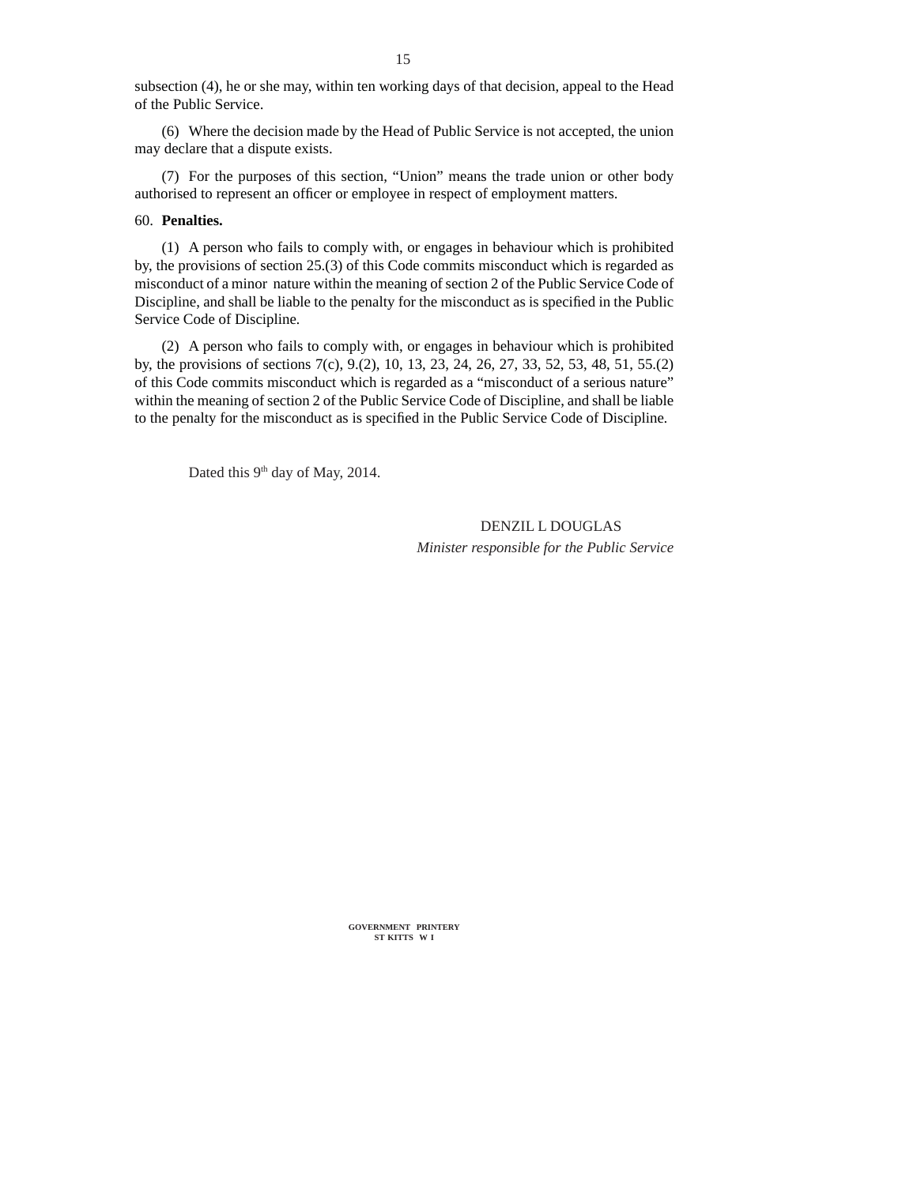subsection (4), he or she may, within ten working days of that decision, appeal to the Head of the Public Service.

(6) Where the decision made by the Head of Public Service is not accepted, the union may declare that a dispute exists.

(7) For the purposes of this section, “Union” means the trade union or other body authorised to represent an officer or employee in respect of employment matters.

60. **Penalties.**

(1) A person who fails to comply with, or engages in behaviour which is prohibited by, the provisions of section 25.(3) of this Code commits misconduct which is regarded as misconduct of a minor nature within the meaning of section 2 of the Public Service Code of Discipline, and shall be liable to the penalty for the misconduct as is specified in the Public Service Code of Discipline.

(2) A person who fails to comply with, or engages in behaviour which is prohibited by, the provisions of sections 7(c), 9.(2), 10, 13, 23, 24, 26, 27, 33, 52, 53, 48, 51, 55.(2) of this Code commits misconduct which is regarded as a “misconduct of a serious nature” within the meaning of section 2 of the Public Service Code of Discipline, and shall be liable to the penalty for the misconduct as is specified in the Public Service Code of Discipline.

Dated this 9th day of May, 2014.

DENZIL L DOUGLAS
*Minister responsible for the Public Service*

GOVERNMENT PRINTERY
ST KITTS W I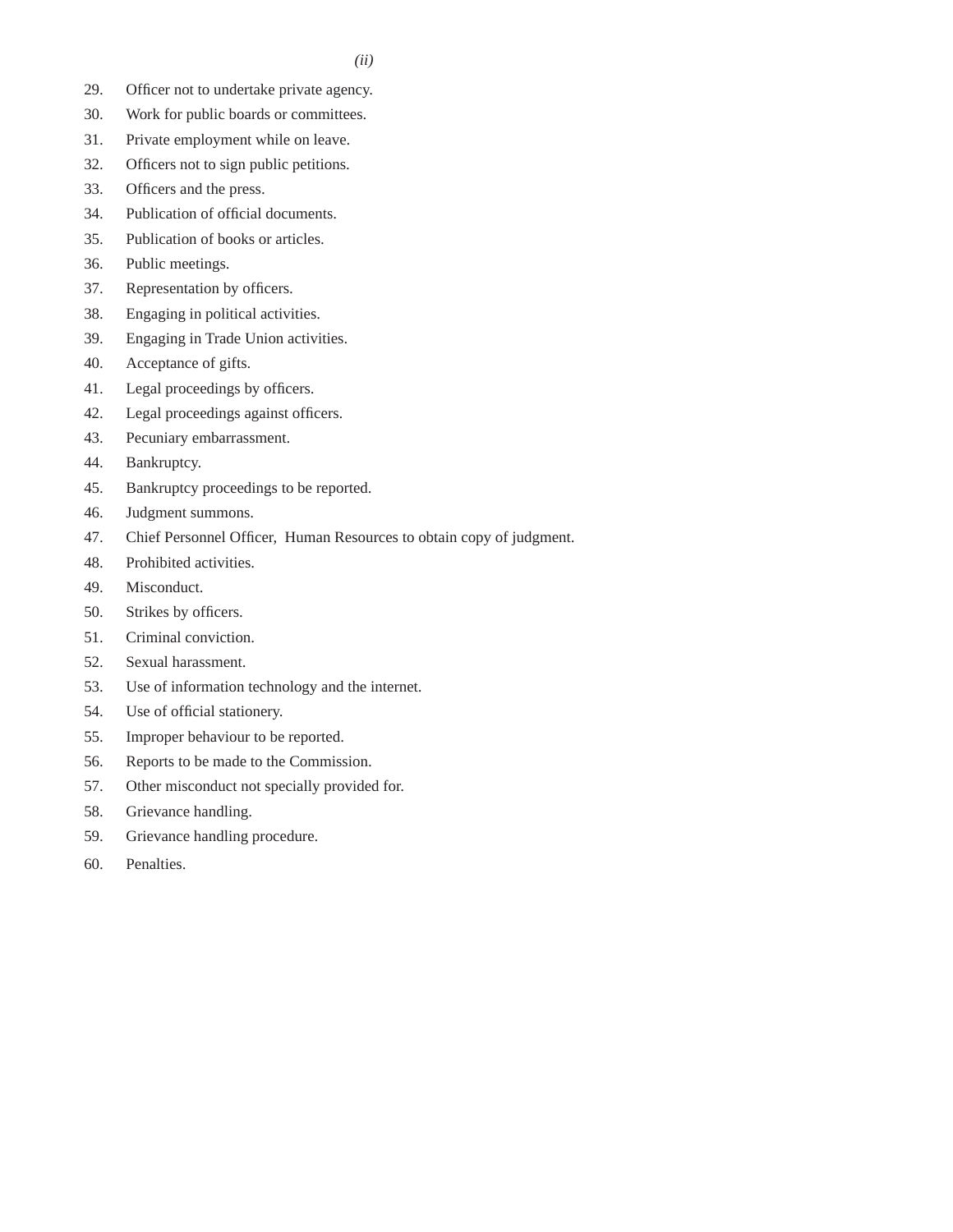29. Officer not to undertake private agency.
30. Work for public boards or committees.
31. Private employment while on leave.
32. Officers not to sign public petitions.
33. Officers and the press.
34. Publication of official documents.
35. Publication of books or articles.
36. Public meetings.
37. Representation by officers.
38. Engaging in political activities.
39. Engaging in Trade Union activities.
40. Acceptance of gifts.
41. Legal proceedings by officers.
42. Legal proceedings against officers.
43. Pecuniary embarrassment.
44. Bankruptcy.
45. Bankruptcy proceedings to be reported.
46. Judgment summons.
47. Chief Personnel Officer, Human Resources to obtain copy of judgment.
48. Prohibited activities.
49. Misconduct.
50. Strikes by officers.
51. Criminal conviction.
52. Sexual harassment.
53. Use of information technology and the internet.
54. Use of official stationery.
55. Improper behaviour to be reported.
56. Reports to be made to the Commission.
57. Other misconduct not specially provided for.
58. Grievance handling.
59. Grievance handling procedure.
60. Penalties.